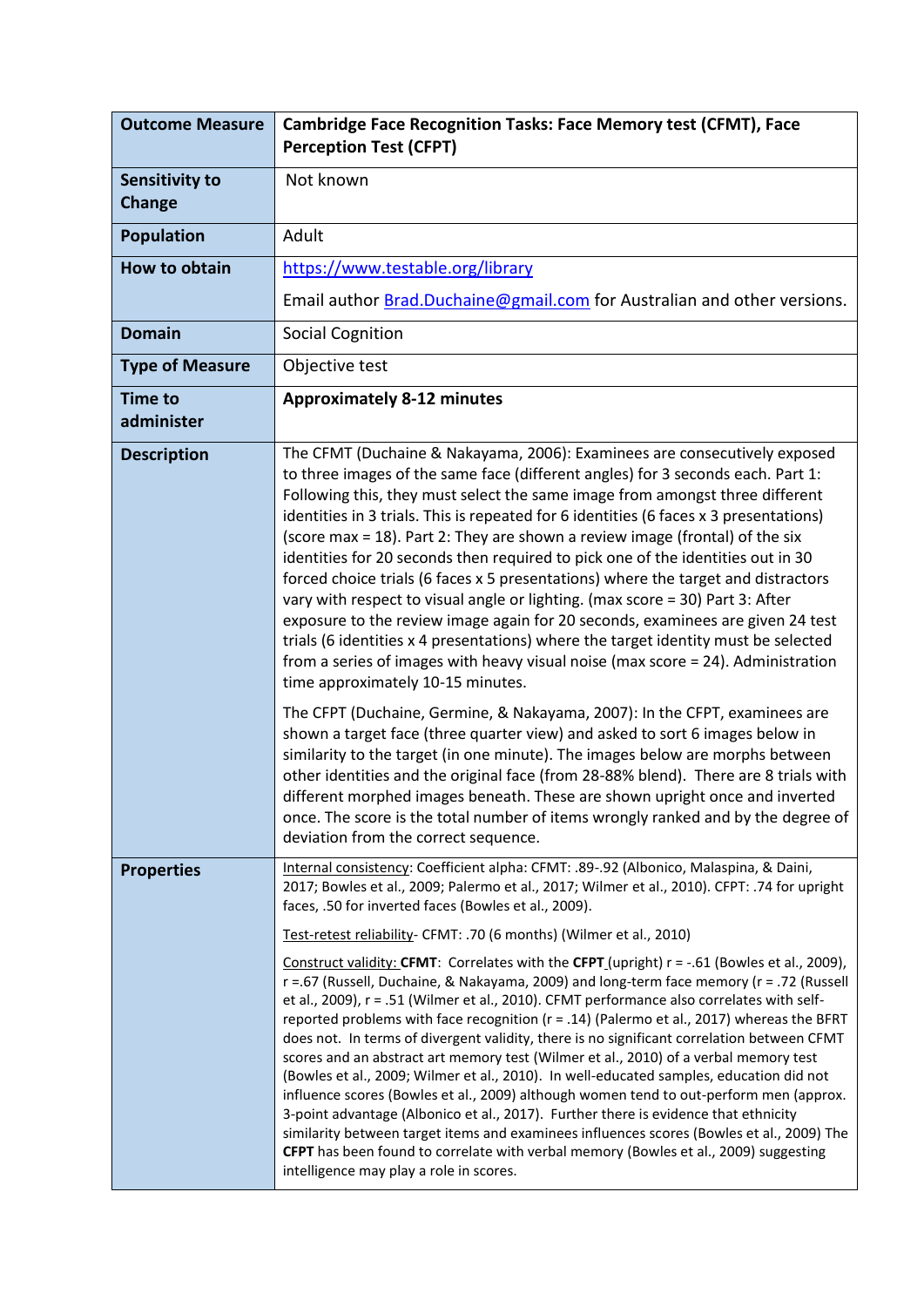| Outcome Measure | Cambridge Face Recognition Tasks: Face Memory test (CFMT), Face Perception Test (CFPT) |
|---|---|
| **Sensitivity to Change** | Not known |
| **Population** | Adult |
| **How to obtain** | https://www.testable.org/library<br><br>Email author Brad.Duchaine@gmail.com for Australian and other versions. |
| **Domain** | Social Cognition |
| **Type of Measure** | Objective test |
| **Time to administer** | **Approximately 8-12 minutes** |
| **Description** | The CFMT (Duchaine & Nakayama, 2006): Examinees are consecutively exposed to three images of the same face (different angles) for 3 seconds each. Part 1: Following this, they must select the same image from amongst three different identities in 3 trials. This is repeated for 6 identities (6 faces x 3 presentations) (score max = 18). Part 2: They are shown a review image (frontal) of the six identities for 20 seconds then required to pick one of the identities out in 30 forced choice trials (6 faces x 5 presentations) where the target and distractors vary with respect to visual angle or lighting. (max score = 30) Part 3: After exposure to the review image again for 20 seconds, examinees are given 24 test trials (6 identities x 4 presentations) where the target identity must be selected from a series of images with heavy visual noise (max score = 24). Administration time approximately 10-15 minutes.<br><br>The CFPT (Duchaine, Germine, & Nakayama, 2007): In the CFPT, examinees are shown a target face (three quarter view) and asked to sort 6 images below in similarity to the target (in one minute). The images below are morphs between other identities and the original face (from 28-88% blend). There are 8 trials with different morphed images beneath. These are shown upright once and inverted once. The score is the total number of items wrongly ranked and by the degree of deviation from the correct sequence. |
| **Properties** | Internal consistency: Coefficient alpha: CFMT: .89-.92 (Albonico, Malaspina, & Daini, 2017; Bowles et al., 2009; Palermo et al., 2017; Wilmer et al., 2010). CFPT: .74 for upright faces, .50 for inverted faces (Bowles et al., 2009).<br><br>Test-retest reliability- CFMT: .70 (6 months) (Wilmer et al., 2010)<br><br>Construct validity: **CFMT**: Correlates with the **CFPT** (upright) r = -.61 (Bowles et al., 2009), r =.67 (Russell, Duchaine, & Nakayama, 2009) and long-term face memory (r = .72 (Russell et al., 2009), r = .51 (Wilmer et al., 2010). CFMT performance also correlates with self-reported problems with face recognition (r = .14) (Palermo et al., 2017) whereas the BFRT does not. In terms of divergent validity, there is no significant correlation between CFMT scores and an abstract art memory test (Wilmer et al., 2010) of a verbal memory test (Bowles et al., 2009; Wilmer et al., 2010). In well-educated samples, education did not influence scores (Bowles et al., 2009) although women tend to out-perform men (approx. 3-point advantage (Albonico et al., 2017). Further there is evidence that ethnicity similarity between target items and examinees influences scores (Bowles et al., 2009) The **CFPT** has been found to correlate with verbal memory (Bowles et al., 2009) suggesting intelligence may play a role in scores. |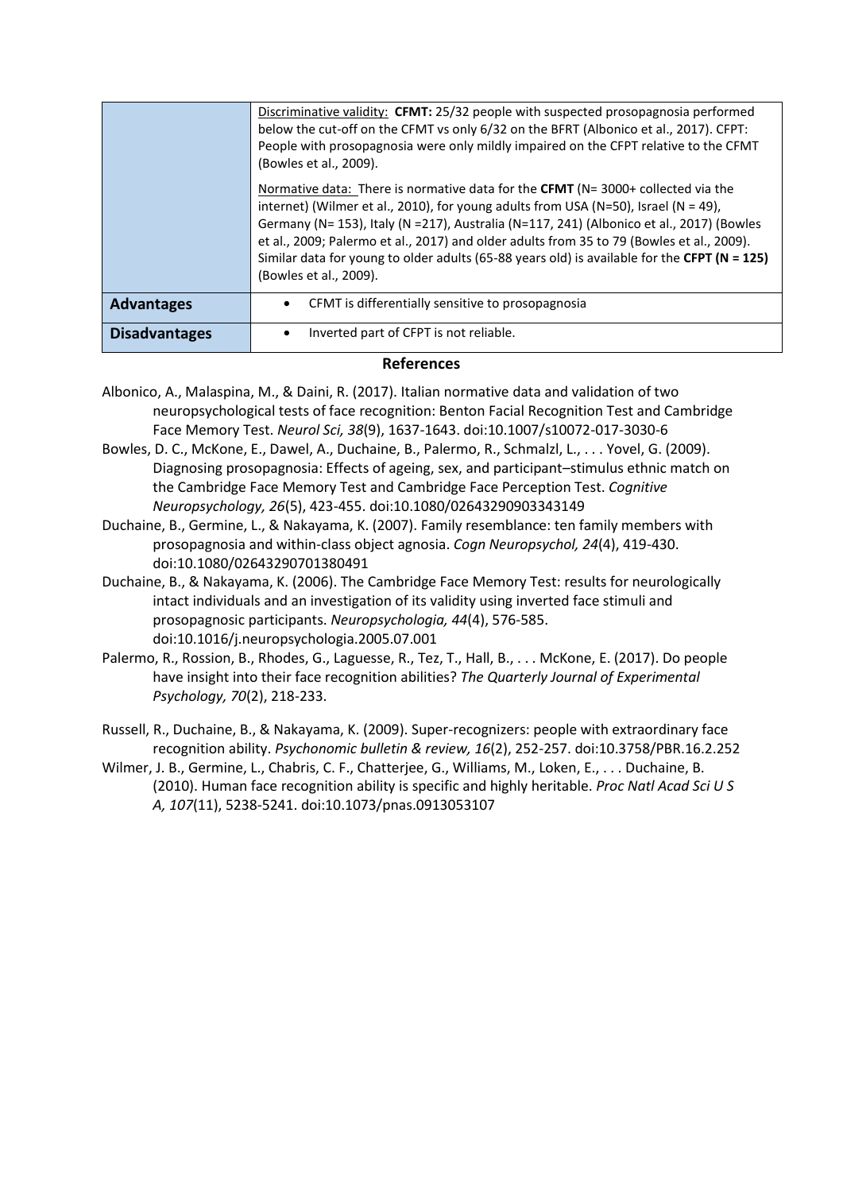| | |
|---|---|
| | Discriminative validity: **CFMT:** 25/32 people with suspected prosopagnosia performed below the cut-off on the CFMT vs only 6/32 on the BFRT (Albonico et al., 2017). CFPT: People with prosopagnosia were only mildly impaired on the CFPT relative to the CFMT (Bowles et al., 2009).<br><br>Normative data: There is normative data for the **CFMT** (N= 3000+ collected via the internet) (Wilmer et al., 2010), for young adults from USA (N=50), Israel (N = 49), Germany (N= 153), Italy (N =217), Australia (N=117, 241) (Albonico et al., 2017) (Bowles et al., 2009; Palermo et al., 2017) and older adults from 35 to 79 (Bowles et al., 2009). Similar data for young to older adults (65-88 years old) is available for the **CFPT (N = 125)** (Bowles et al., 2009). |
| **Advantages** | • CFMT is differentially sensitive to prosopagnosia |
| **Disadvantages** | • Inverted part of CFPT is not reliable. |

## References

Albonico, A., Malaspina, M., & Daini, R. (2017). Italian normative data and validation of two neuropsychological tests of face recognition: Benton Facial Recognition Test and Cambridge Face Memory Test. *Neurol Sci, 38*(9), 1637-1643. doi:10.1007/s10072-017-3030-6

Bowles, D. C., McKone, E., Dawel, A., Duchaine, B., Palermo, R., Schmalzl, L., . . . Yovel, G. (2009). Diagnosing prosopagnosia: Effects of ageing, sex, and participant–stimulus ethnic match on the Cambridge Face Memory Test and Cambridge Face Perception Test. *Cognitive Neuropsychology, 26*(5), 423-455. doi:10.1080/02643290903343149

Duchaine, B., Germine, L., & Nakayama, K. (2007). Family resemblance: ten family members with prosopagnosia and within-class object agnosia. *Cogn Neuropsychol, 24*(4), 419-430. doi:10.1080/02643290701380491

Duchaine, B., & Nakayama, K. (2006). The Cambridge Face Memory Test: results for neurologically intact individuals and an investigation of its validity using inverted face stimuli and prosopagnosic participants. *Neuropsychologia, 44*(4), 576-585. doi:10.1016/j.neuropsychologia.2005.07.001

Palermo, R., Rossion, B., Rhodes, G., Laguesse, R., Tez, T., Hall, B., . . . McKone, E. (2017). Do people have insight into their face recognition abilities? *The Quarterly Journal of Experimental Psychology, 70*(2), 218-233.

Russell, R., Duchaine, B., & Nakayama, K. (2009). Super-recognizers: people with extraordinary face recognition ability. *Psychonomic bulletin & review, 16*(2), 252-257. doi:10.3758/PBR.16.2.252

Wilmer, J. B., Germine, L., Chabris, C. F., Chatterjee, G., Williams, M., Loken, E., . . . Duchaine, B. (2010). Human face recognition ability is specific and highly heritable. *Proc Natl Acad Sci U S A, 107*(11), 5238-5241. doi:10.1073/pnas.0913053107